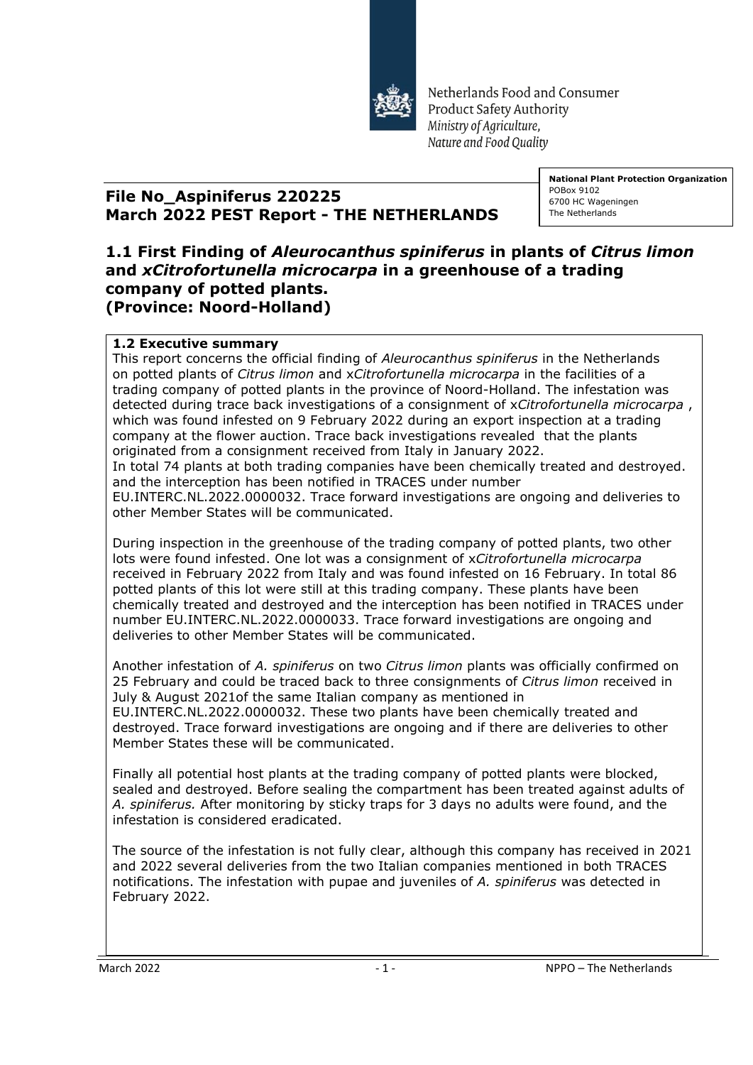Netherlands Food and Consumer Product Safety Authority
*Ministry of Agriculture, Nature and Food Quality*

**National Plant Protection Organization**
POBox 9102
6700 HC Wageningen
The Netherlands

## File No_Aspiniferus 220225
## March 2022 PEST Report - THE NETHERLANDS

# 1.1 First Finding of *Aleurocanthus spiniferus* in plants of *Citrus limon* and *xCitrofortunella microcarpa* in a greenhouse of a trading company of potted plants. (Province: Noord-Holland)

### 1.2 Executive summary

This report concerns the official finding of *Aleurocanthus spiniferus* in the Netherlands on potted plants of *Citrus limon* and x*Citrofortunella microcarpa* in the facilities of a trading company of potted plants in the province of Noord-Holland. The infestation was detected during trace back investigations of a consignment of x*Citrofortunella microcarpa* , which was found infested on 9 February 2022 during an export inspection at a trading company at the flower auction. Trace back investigations revealed that the plants originated from a consignment received from Italy in January 2022.
In total 74 plants at both trading companies have been chemically treated and destroyed. and the interception has been notified in TRACES under number EU.INTERC.NL.2022.0000032. Trace forward investigations are ongoing and deliveries to other Member States will be communicated.

During inspection in the greenhouse of the trading company of potted plants, two other lots were found infested. One lot was a consignment of x*Citrofortunella microcarpa* received in February 2022 from Italy and was found infested on 16 February. In total 86 potted plants of this lot were still at this trading company. These plants have been chemically treated and destroyed and the interception has been notified in TRACES under number EU.INTERC.NL.2022.0000033. Trace forward investigations are ongoing and deliveries to other Member States will be communicated.

Another infestation of *A. spiniferus* on two *Citrus limon* plants was officially confirmed on 25 February and could be traced back to three consignments of *Citrus limon* received in July & August 2021of the same Italian company as mentioned in EU.INTERC.NL.2022.0000032. These two plants have been chemically treated and destroyed. Trace forward investigations are ongoing and if there are deliveries to other Member States these will be communicated.

Finally all potential host plants at the trading company of potted plants were blocked, sealed and destroyed. Before sealing the compartment has been treated against adults of *A. spiniferus.* After monitoring by sticky traps for 3 days no adults were found, and the infestation is considered eradicated.

The source of the infestation is not fully clear, although this company has received in 2021 and 2022 several deliveries from the two Italian companies mentioned in both TRACES notifications. The infestation with pupae and juveniles of *A. spiniferus* was detected in February 2022.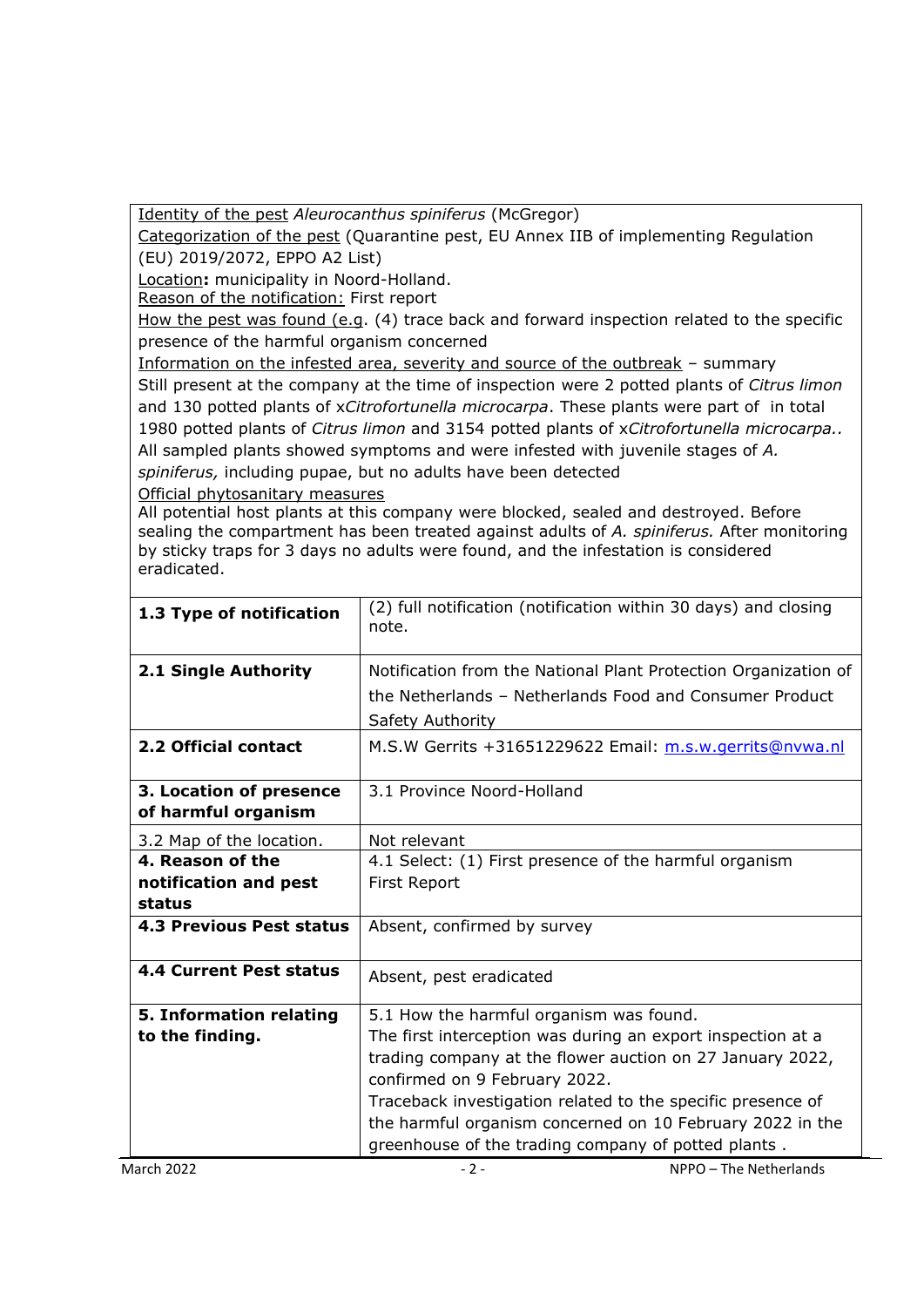<u>Identity of the pest</u> *Aleurocanthus spiniferus* (McGregor)
<u>Categorization of the pest</u> (Quarantine pest, EU Annex IIB of implementing Regulation (EU) 2019/2072, EPPO A2 List)
<u>Location</u>**:** municipality in Noord-Holland.
<u>Reason of the notification:</u> First report
<u>How the pest was found (e.g</u>. (4) trace back and forward inspection related to the specific presence of the harmful organism concerned
<u>Information on the infested area, severity and source of the outbreak</u> – summary
Still present at the company at the time of inspection were 2 potted plants of *Citrus limon* and 130 potted plants of x*Citrofortunella microcarpa*. These plants were part of in total 1980 potted plants of *Citrus limon* and 3154 potted plants of x*Citrofortunella microcarpa.*. All sampled plants showed symptoms and were infested with juvenile stages of *A. spiniferus,* including pupae, but no adults have been detected
<u>Official phytosanitary measures</u>
All potential host plants at this company were blocked, sealed and destroyed. Before sealing the compartment has been treated against adults of *A. spiniferus.* After monitoring by sticky traps for 3 days no adults were found, and the infestation is considered eradicated.

| | |
|---|---|
| **1.3 Type of notification** | (2) full notification (notification within 30 days) and closing note. |
| **2.1 Single Authority** | Notification from the National Plant Protection Organization of the Netherlands – Netherlands Food and Consumer Product Safety Authority |
| **2.2 Official contact** | M.S.W Gerrits +31651229622 Email: m.s.w.gerrits@nvwa.nl |
| **3. Location of presence of harmful organism** | 3.1 Province Noord-Holland |
| 3.2 Map of the location. | Not relevant |
| **4. Reason of the notification and pest status** | 4.1 Select: (1) First presence of the harmful organism<br>First Report |
| **4.3 Previous Pest status** | Absent, confirmed by survey |
| **4.4 Current Pest status** | Absent, pest eradicated |
| **5. Information relating to the finding.** | 5.1 How the harmful organism was found.<br>The first interception was during an export inspection at a trading company at the flower auction on 27 January 2022, confirmed on 9 February 2022.<br>Traceback investigation related to the specific presence of the harmful organism concerned on 10 February 2022 in the greenhouse of the trading company of potted plants . |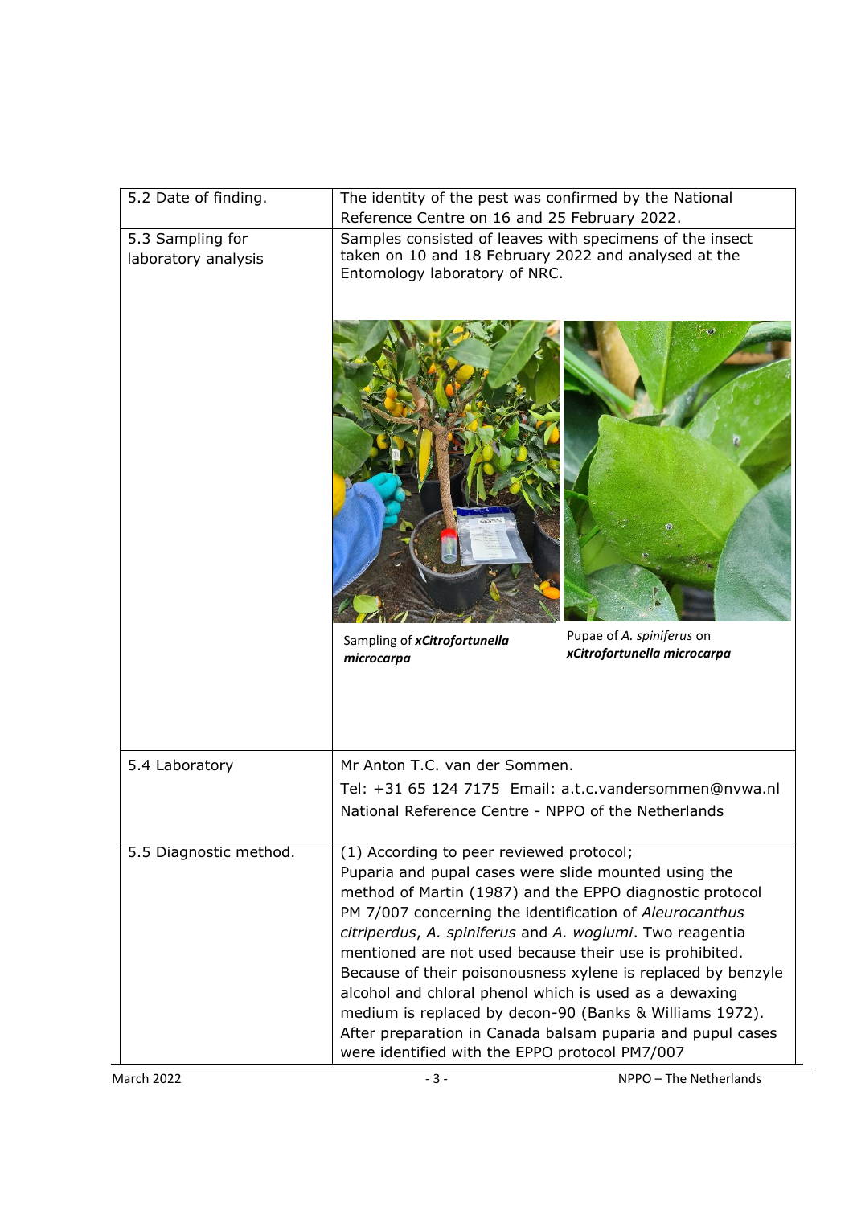| | |
|---|---|
| 5.2 Date of finding. | The identity of the pest was confirmed by the National Reference Centre on 16 and 25 February 2022. |
| 5.3 Sampling for laboratory analysis | Samples consisted of leaves with specimens of the insect taken on 10 and 18 February 2022 and analysed at the Entomology laboratory of NRC.<br><br>Sampling of ***xCitrofortunella microcarpa***<br><br>Pupae of *A. spiniferus* on ***xCitrofortunella microcarpa*** |
| 5.4 Laboratory | Mr Anton T.C. van der Sommen.<br>Tel: +31 65 124 7175 Email: a.t.c.vandersommen@nvwa.nl<br>National Reference Centre - NPPO of the Netherlands |
| 5.5 Diagnostic method. | (1) According to peer reviewed protocol;<br>Puparia and pupal cases were slide mounted using the method of Martin (1987) and the EPPO diagnostic protocol PM 7/007 concerning the identification of *Aleurocanthus citriperdus*, *A. spiniferus* and *A. woglumi*. Two reagentia mentioned are not used because their use is prohibited. Because of their poisonousness xylene is replaced by benzyle alcohol and chloral phenol which is used as a dewaxing medium is replaced by decon-90 (Banks & Williams 1972). After preparation in Canada balsam puparia and pupul cases were identified with the EPPO protocol PM7/007 |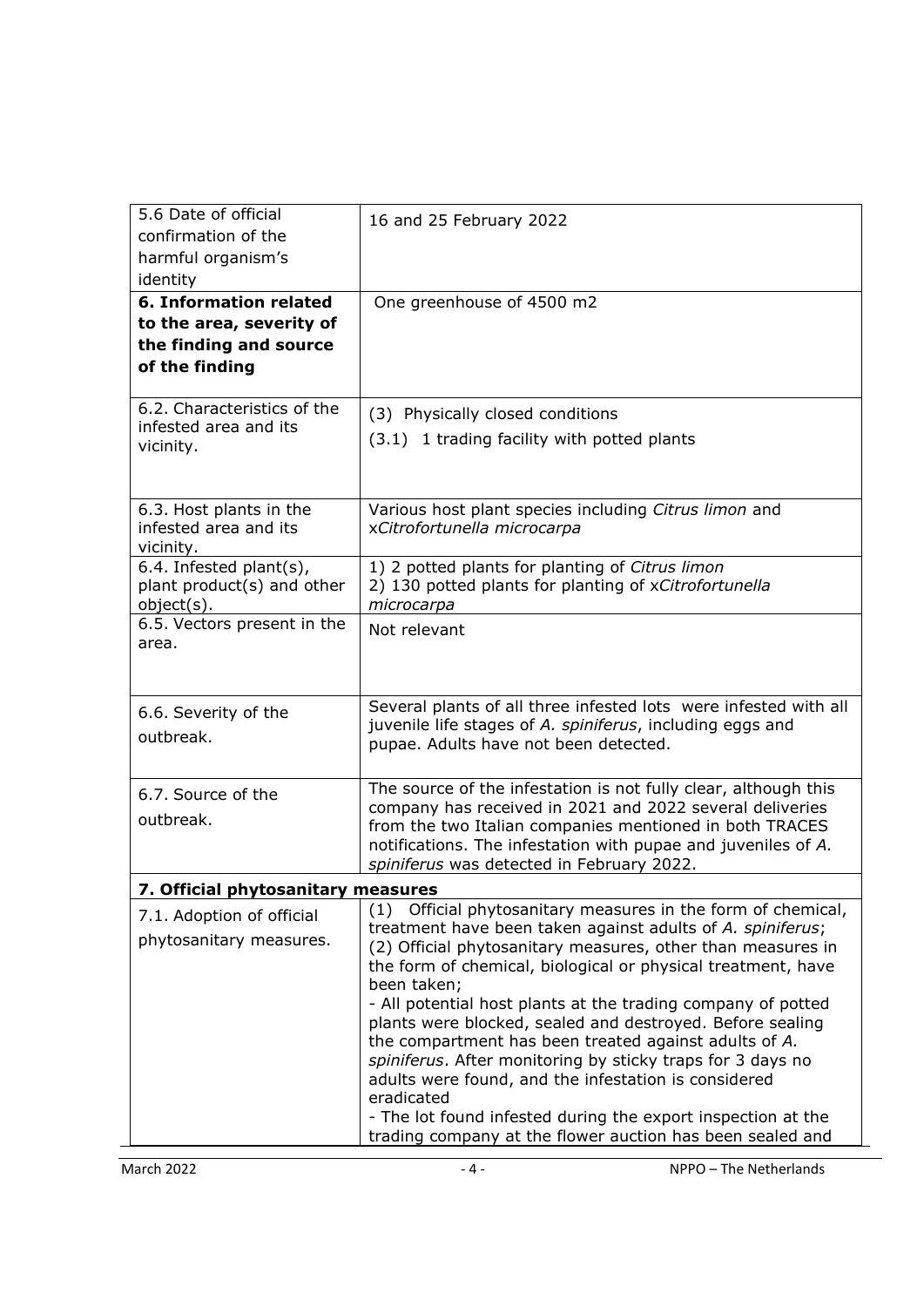| | |
|---|---|
| 5.6 Date of official confirmation of the harmful organism's identity | 16 and 25 February 2022 |
| **6. Information related to the area, severity of the finding and source of the finding** | One greenhouse of 4500 m2 |
| 6.2. Characteristics of the infested area and its vicinity. | (3) Physically closed conditions<br>(3.1) 1 trading facility with potted plants |
| 6.3. Host plants in the infested area and its vicinity. | Various host plant species including *Citrus limon* and x*Citrofortunella microcarpa* |
| 6.4. Infested plant(s), plant product(s) and other object(s). | 1) 2 potted plants for planting of *Citrus limon*<br>2) 130 potted plants for planting of x*Citrofortunella microcarpa* |
| 6.5. Vectors present in the area. | Not relevant |
| 6.6. Severity of the outbreak. | Several plants of all three infested lots were infested with all juvenile life stages of *A. spiniferus*, including eggs and pupae. Adults have not been detected. |
| 6.7. Source of the outbreak. | The source of the infestation is not fully clear, although this company has received in 2021 and 2022 several deliveries from the two Italian companies mentioned in both TRACES notifications. The infestation with pupae and juveniles of *A. spiniferus* was detected in February 2022. |
| **7. Official phytosanitary measures** | |
| 7.1. Adoption of official phytosanitary measures. | (1) Official phytosanitary measures in the form of chemical, treatment have been taken against adults of *A. spiniferus*;<br>(2) Official phytosanitary measures, other than measures in the form of chemical, biological or physical treatment, have been taken;<br>- All potential host plants at the trading company of potted plants were blocked, sealed and destroyed. Before sealing the compartment has been treated against adults of *A. spiniferus*. After monitoring by sticky traps for 3 days no adults were found, and the infestation is considered eradicated<br>- The lot found infested during the export inspection at the trading company at the flower auction has been sealed and |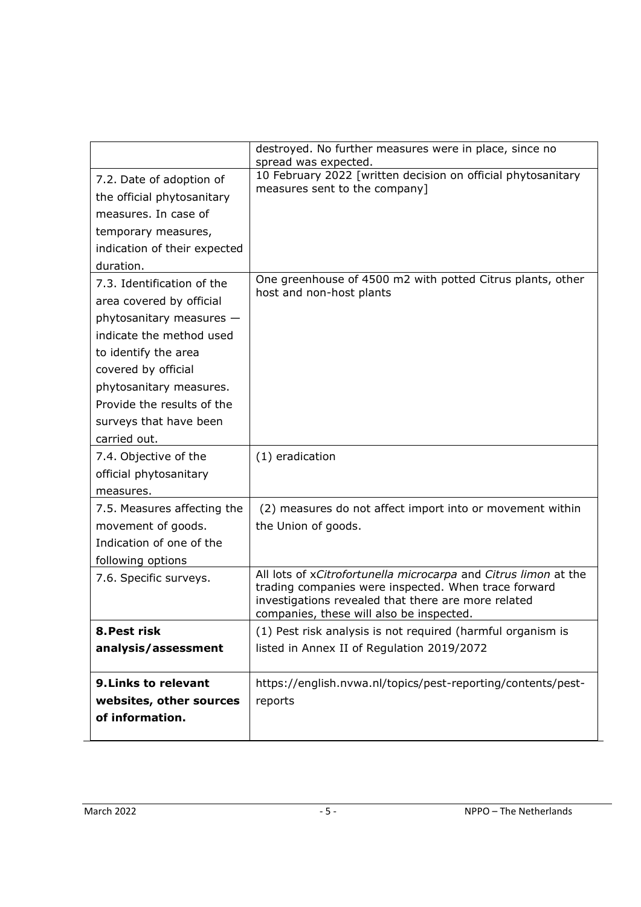| | |
|---|---|
| | destroyed. No further measures were in place, since no spread was expected. |
| 7.2. Date of adoption of the official phytosanitary measures. In case of temporary measures, indication of their expected duration. | 10 February 2022 [written decision on official phytosanitary measures sent to the company] |
| 7.3. Identification of the area covered by official phytosanitary measures — indicate the method used to identify the area covered by official phytosanitary measures. Provide the results of the surveys that have been carried out. | One greenhouse of 4500 m2 with potted Citrus plants, other host and non-host plants |
| 7.4. Objective of the official phytosanitary measures. | (1) eradication |
| 7.5. Measures affecting the movement of goods. Indication of one of the following options | (2) measures do not affect import into or movement within the Union of goods. |
| 7.6. Specific surveys. | All lots of x*Citrofortunella microcarpa* and *Citrus limon* at the trading companies were inspected. When trace forward investigations revealed that there are more related companies, these will also be inspected. |
| **8. Pest risk analysis/assessment** | (1) Pest risk analysis is not required (harmful organism is listed in Annex II of Regulation 2019/2072 |
| **9. Links to relevant websites, other sources of information.** | https://english.nvwa.nl/topics/pest-reporting/contents/pest-reports |